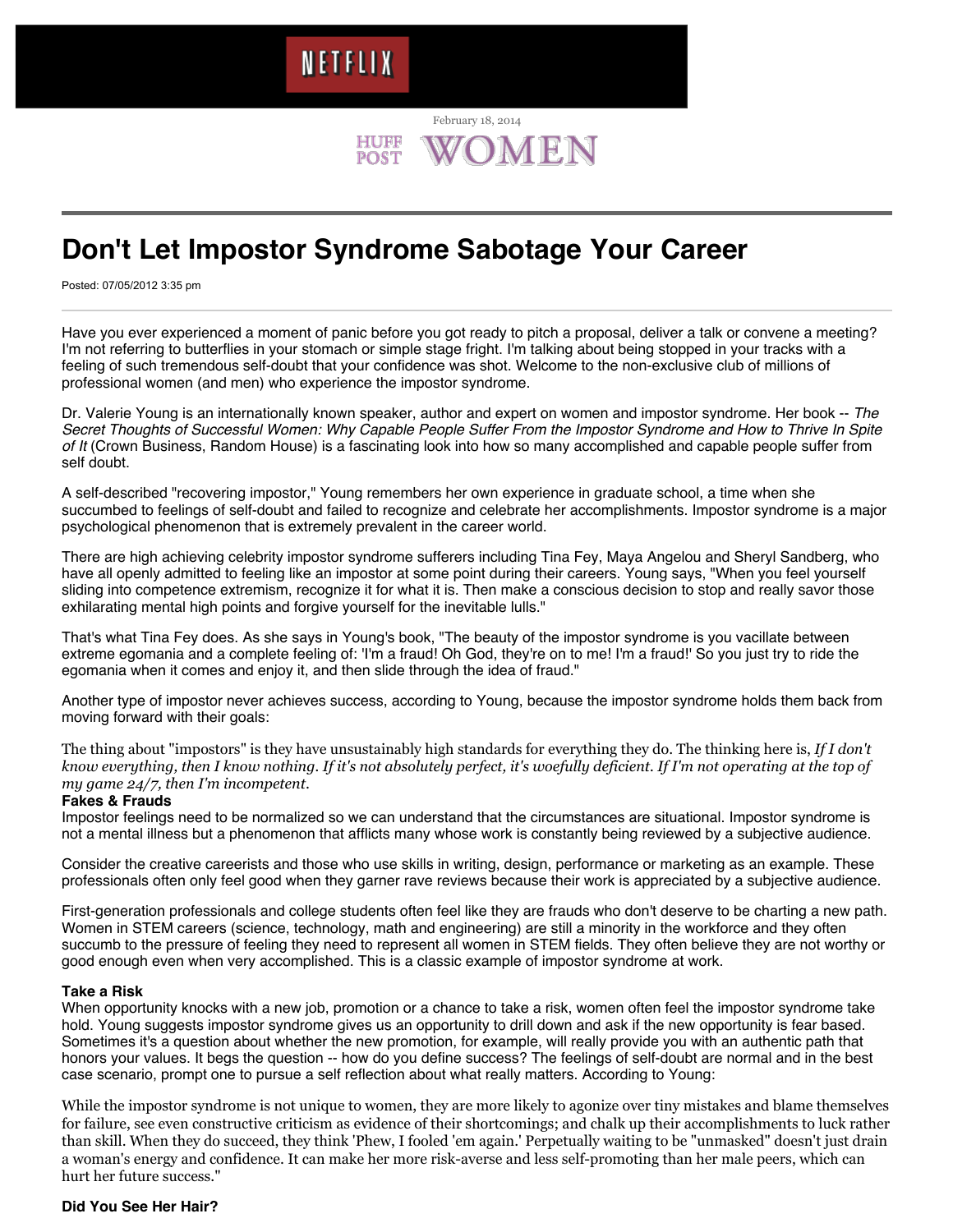February 18, 2014

HUFF POST WOMEN

# Don't Let Impostor Syndrome Sabotage Your Career

Posted: 07/05/2012 3:35 pm

Have you ever experienced a moment of panic before you got ready to pitch a proposal, deliver a talk or convene a meeting? I'm not referring to butterflies in your stomach or simple stage fright. I'm talking about being stopped in your tracks with a feeling of such tremendous self-doubt that your confidence was shot. Welcome to the non-exclusive club of millions of professional women (and men) who experience the impostor syndrome.

Dr. Valerie Young is an internationally known speaker, author and expert on women and impostor syndrome. Her book -- *The Secret Thoughts of Successful Women: Why Capable People Suffer From the Impostor Syndrome and How to Thrive In Spite of It* (Crown Business, Random House) is a fascinating look into how so many accomplished and capable people suffer from self doubt.

A self-described "recovering impostor," Young remembers her own experience in graduate school, a time when she succumbed to feelings of self-doubt and failed to recognize and celebrate her accomplishments. Impostor syndrome is a major psychological phenomenon that is extremely prevalent in the career world.

There are high achieving celebrity impostor syndrome sufferers including Tina Fey, Maya Angelou and Sheryl Sandberg, who have all openly admitted to feeling like an impostor at some point during their careers. Young says, "When you feel yourself sliding into competence extremism, recognize it for what it is. Then make a conscious decision to stop and really savor those exhilarating mental high points and forgive yourself for the inevitable lulls."

That's what Tina Fey does. As she says in Young's book, "The beauty of the impostor syndrome is you vacillate between extreme egomania and a complete feeling of: 'I'm a fraud! Oh God, they're on to me! I'm a fraud!' So you just try to ride the egomania when it comes and enjoy it, and then slide through the idea of fraud."

Another type of impostor never achieves success, according to Young, because the impostor syndrome holds them back from moving forward with their goals:

> The thing about "impostors" is they have unsustainably high standards for everything they do. The thinking here is, *If I don't know everything, then I know nothing. If it's not absolutely perfect, it's woefully deficient. If I'm not operating at the top of my game 24/7, then I'm incompetent.*

**Fakes & Frauds**

Impostor feelings need to be normalized so we can understand that the circumstances are situational. Impostor syndrome is not a mental illness but a phenomenon that afflicts many whose work is constantly being reviewed by a subjective audience.

Consider the creative careerists and those who use skills in writing, design, performance or marketing as an example. These professionals often only feel good when they garner rave reviews because their work is appreciated by a subjective audience.

First-generation professionals and college students often feel like they are frauds who don't deserve to be charting a new path. Women in STEM careers (science, technology, math and engineering) are still a minority in the workforce and they often succumb to the pressure of feeling they need to represent all women in STEM fields. They often believe they are not worthy or good enough even when very accomplished. This is a classic example of impostor syndrome at work.

**Take a Risk**

When opportunity knocks with a new job, promotion or a chance to take a risk, women often feel the impostor syndrome take hold. Young suggests impostor syndrome gives us an opportunity to drill down and ask if the new opportunity is fear based. Sometimes it's a question about whether the new promotion, for example, will really provide you with an authentic path that honors your values. It begs the question -- how do you define success? The feelings of self-doubt are normal and in the best case scenario, prompt one to pursue a self reflection about what really matters. According to Young:

> While the impostor syndrome is not unique to women, they are more likely to agonize over tiny mistakes and blame themselves for failure, see even constructive criticism as evidence of their shortcomings; and chalk up their accomplishments to luck rather than skill. When they do succeed, they think 'Phew, I fooled 'em again.' Perpetually waiting to be "unmasked" doesn't just drain a woman's energy and confidence. It can make her more risk-averse and less self-promoting than her male peers, which can hurt her future success."

**Did You See Her Hair?**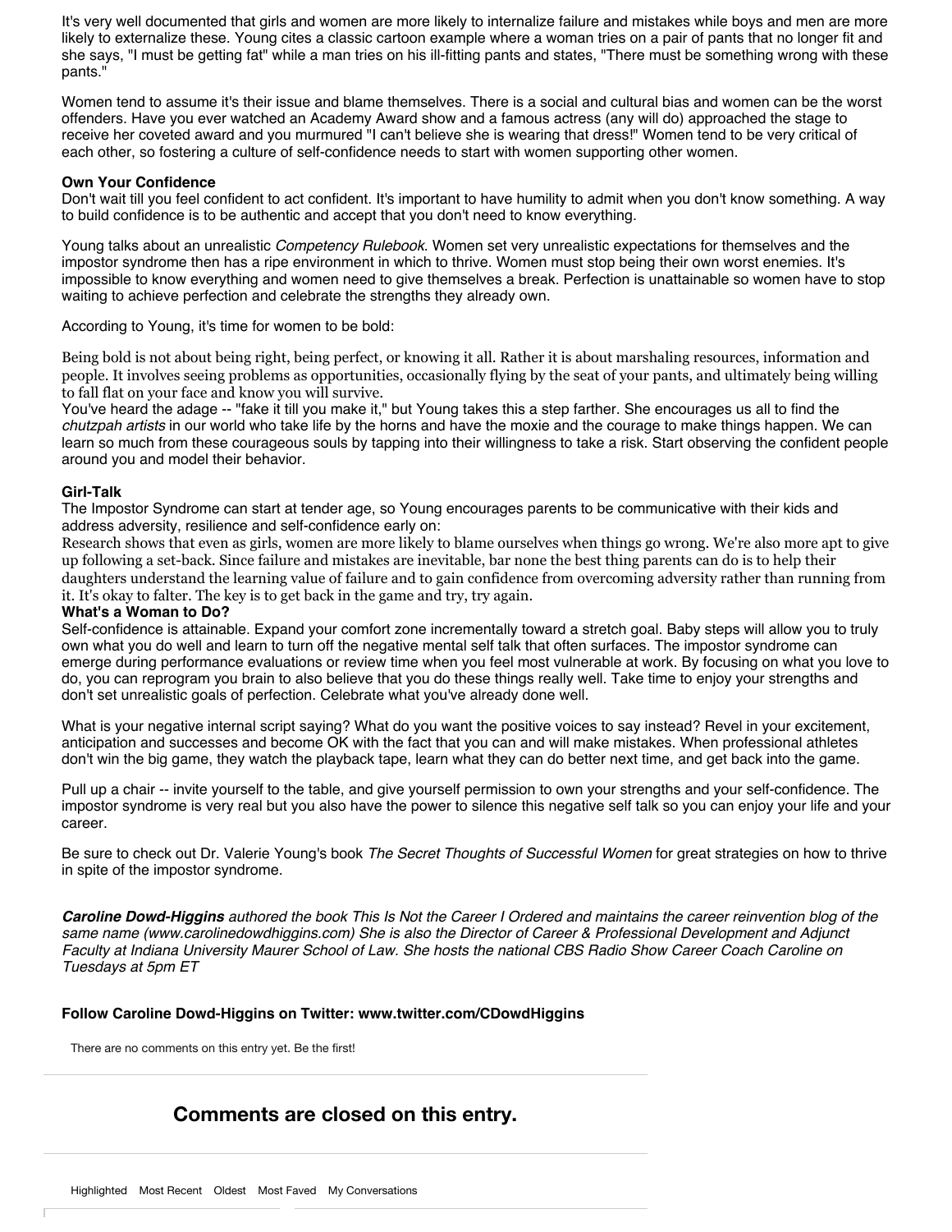It's very well documented that girls and women are more likely to internalize failure and mistakes while boys and men are more likely to externalize these. Young cites a classic cartoon example where a woman tries on a pair of pants that no longer fit and she says, "I must be getting fat" while a man tries on his ill-fitting pants and states, "There must be something wrong with these pants."

Women tend to assume it's their issue and blame themselves. There is a social and cultural bias and women can be the worst offenders. Have you ever watched an Academy Award show and a famous actress (any will do) approached the stage to receive her coveted award and you murmured "I can't believe she is wearing that dress!" Women tend to be very critical of each other, so fostering a culture of self-confidence needs to start with women supporting other women.

**Own Your Confidence**

Don't wait till you feel confident to act confident. It's important to have humility to admit when you don't know something. A way to build confidence is to be authentic and accept that you don't need to know everything.

Young talks about an unrealistic *Competency Rulebook*. Women set very unrealistic expectations for themselves and the impostor syndrome then has a ripe environment in which to thrive. Women must stop being their own worst enemies. It's impossible to know everything and women need to give themselves a break. Perfection is unattainable so women have to stop waiting to achieve perfection and celebrate the strengths they already own.

According to Young, it's time for women to be bold:

> Being bold is not about being right, being perfect, or knowing it all. Rather it is about marshaling resources, information and people. It involves seeing problems as opportunities, occasionally flying by the seat of your pants, and ultimately being willing to fall flat on your face and know you will survive.

You've heard the adage -- "fake it till you make it," but Young takes this a step farther. She encourages us all to find the *chutzpah artists* in our world who take life by the horns and have the moxie and the courage to make things happen. We can learn so much from these courageous souls by tapping into their willingness to take a risk. Start observing the confident people around you and model their behavior.

**Girl-Talk**

The Impostor Syndrome can start at tender age, so Young encourages parents to be communicative with their kids and address adversity, resilience and self-confidence early on:

> Research shows that even as girls, women are more likely to blame ourselves when things go wrong. We're also more apt to give up following a set-back. Since failure and mistakes are inevitable, bar none the best thing parents can do is to help their daughters understand the learning value of failure and to gain confidence from overcoming adversity rather than running from it. It's okay to falter. The key is to get back in the game and try, try again.

**What's a Woman to Do?**

Self-confidence is attainable. Expand your comfort zone incrementally toward a stretch goal. Baby steps will allow you to truly own what you do well and learn to turn off the negative mental self talk that often surfaces. The impostor syndrome can emerge during performance evaluations or review time when you feel most vulnerable at work. By focusing on what you love to do, you can reprogram you brain to also believe that you do these things really well. Take time to enjoy your strengths and don't set unrealistic goals of perfection. Celebrate what you've already done well.

What is your negative internal script saying? What do you want the positive voices to say instead? Revel in your excitement, anticipation and successes and become OK with the fact that you can and will make mistakes. When professional athletes don't win the big game, they watch the playback tape, learn what they can do better next time, and get back into the game.

Pull up a chair -- invite yourself to the table, and give yourself permission to own your strengths and your self-confidence. The impostor syndrome is very real but you also have the power to silence this negative self talk so you can enjoy your life and your career.

Be sure to check out Dr. Valerie Young's book *The Secret Thoughts of Successful Women* for great strategies on how to thrive in spite of the impostor syndrome.

***Caroline Dowd-Higgins*** *authored the book This Is Not the Career I Ordered and maintains the career reinvention blog of the same name (www.carolinedowdhiggins.com) She is also the Director of Career & Professional Development and Adjunct Faculty at Indiana University Maurer School of Law. She hosts the national CBS Radio Show Career Coach Caroline on Tuesdays at 5pm ET*

**Follow Caroline Dowd-Higgins on Twitter: www.twitter.com/CDowdHiggins**

There are no comments on this entry yet. Be the first!

## Comments are closed on this entry.

Highlighted Most Recent Oldest Most Faved My Conversations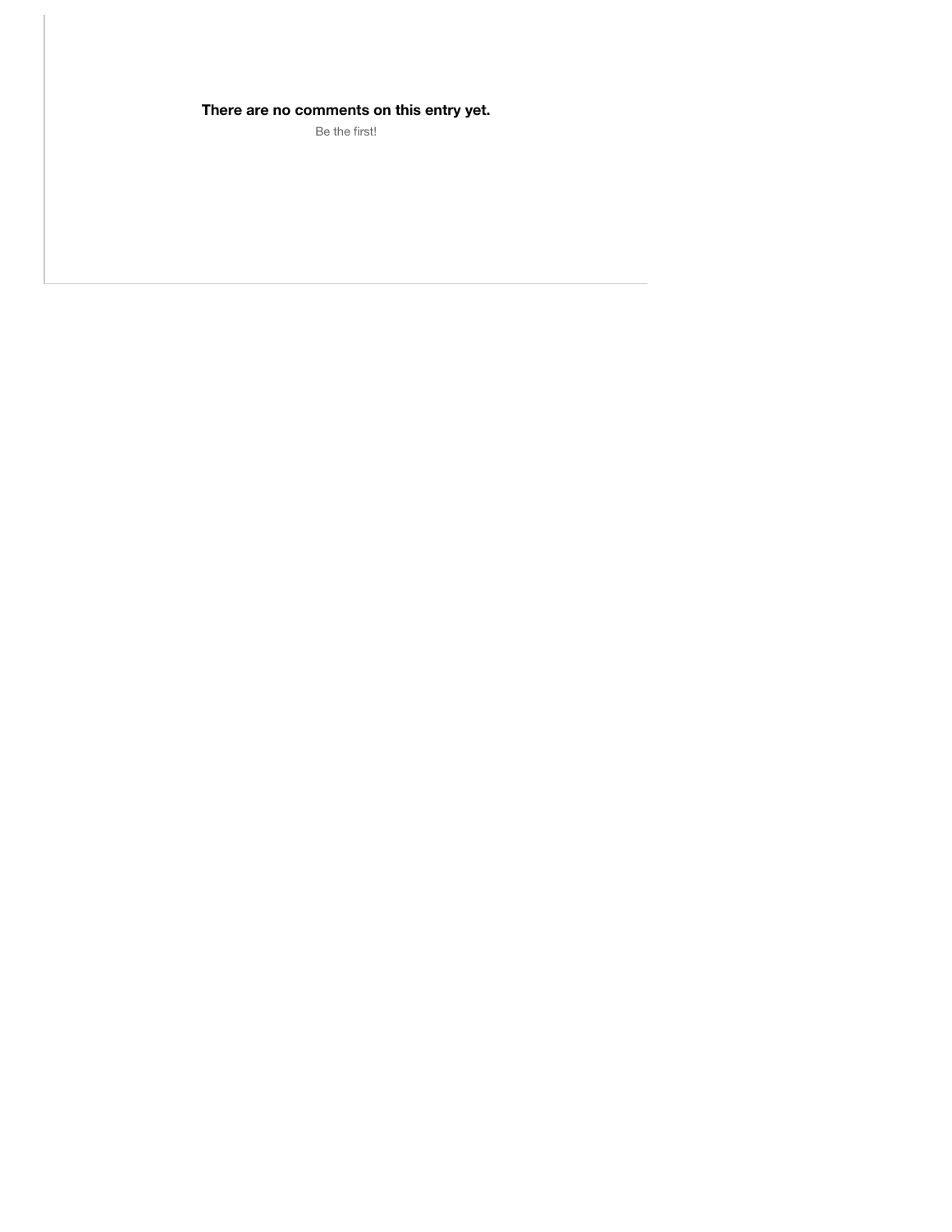**There are no comments on this entry yet.**

Be the first!